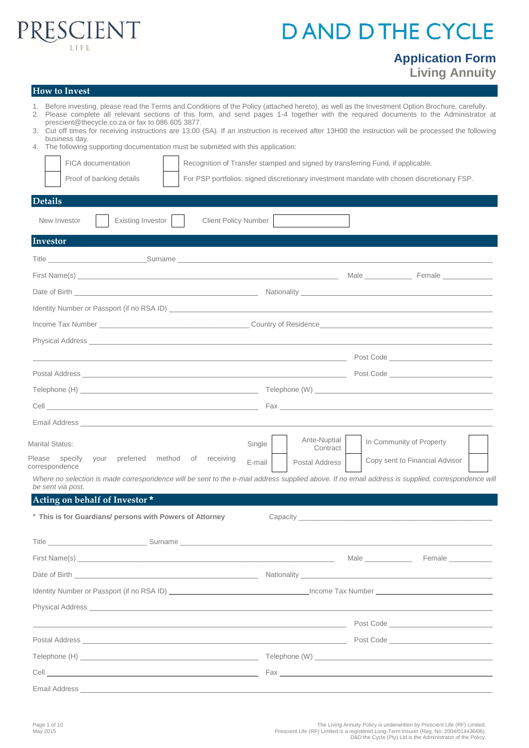PRESCIENT LIFE

# D AND D THE CYCLE

## Application Form
### Living Annuity

## How to Invest

1. Before investing, please read the Terms and Conditions of the Policy (attached hereto), as well as the Investment Option Brochure, carefully.
2. Please complete all relevant sections of this form, and send pages 1-4 together with the required documents to the Administrator at prescient@thecycle.co.za or fax to 086 605 3877.
3. Cut off times for receiving instructions are 13:00 (SA). If an instruction is received after 13H00 the instruction will be processed the following business day.
4. The following supporting documentation must be submitted with this application:

☐ FICA documentation ☐ Recognition of Transfer stamped and signed by transferring Fund, if applicable.

☐ Proof of banking details ☐ For PSP portfolios: signed discretionary investment mandate with chosen discretionary FSP.

## Details

New Investor ☐ Existing Investor ☐ Client Policy Number ______

## Investor

Title ______ Surname ______

First Name(s) ______ Male ______ Female ______

Date of Birth ______ Nationality ______

Identity Number or Passport (if no RSA ID) ______

Income Tax Number ______ Country of Residence ______

Physical Address ______

______ Post Code ______

Postal Address ______ Post Code ______

Telephone (H) ______ Telephone (W) ______

Cell ______ Fax ______

Email Address ______

Marital Status: Single ☐ Ante-Nuptial Contract ☐ In Community of Property ☐

Please specify your preferred method of receiving correspondence E-mail ☐ Postal Address ☐ Copy sent to Financial Advisor ☐

*Where no selection is made correspondence will be sent to the e-mail address supplied above. If no email address is supplied, correspondence will be sent via post.*

## Acting on behalf of Investor *

**\* This is for Guardians/ persons with Powers of Attorney** Capacity ______

Title ______ Surname ______

First Name(s) ______ Male ______ Female ______

Date of Birth ______ Nationality ______

Identity Number or Passport (if no RSA ID) ______ Income Tax Number ______

Physical Address ______

______ Post Code ______

Postal Address ______ Post Code ______

Telephone (H) ______ Telephone (W) ______

Cell ______ Fax ______

Email Address ______

May 2015

The Living Annuity Policy is underwritten by Prescient Life (RF) Limited.
Prescient Life (RF) Limited is a registered Long-Term Insurer (Reg. No. 2004/014436/06).
D&D the Cycle (Pty) Ltd is the Administrator of the Policy.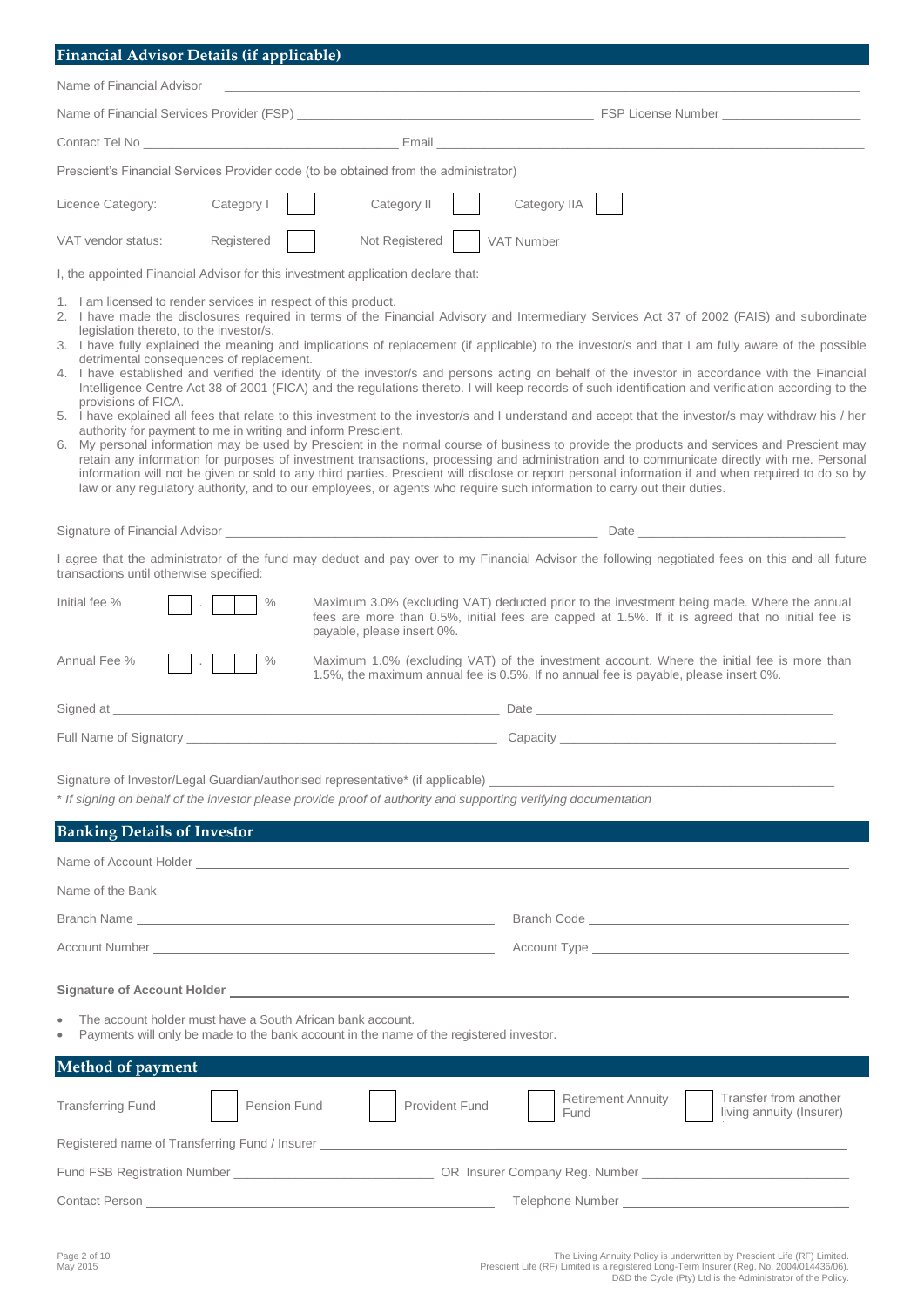## Financial Advisor Details (if applicable)

Name of Financial Advisor ______________________________

Name of Financial Services Provider (FSP) ______________________________ FSP License Number ______________

Contact Tel No ______________________ Email ______________________________

Prescient's Financial Services Provider code (to be obtained from the administrator)

Licence Category: Category I ☐ Category II ☐ Category IIA ☐

VAT vendor status: Registered ☐ Not Registered ☐ VAT Number

I, the appointed Financial Advisor for this investment application declare that:

1. I am licensed to render services in respect of this product.
2. I have made the disclosures required in terms of the Financial Advisory and Intermediary Services Act 37 of 2002 (FAIS) and subordinate legislation thereto, to the investor/s.
3. I have fully explained the meaning and implications of replacement (if applicable) to the investor/s and that I am fully aware of the possible detrimental consequences of replacement.
4. I have established and verified the identity of the investor/s and persons acting on behalf of the investor in accordance with the Financial Intelligence Centre Act 38 of 2001 (FICA) and the regulations thereto. I will keep records of such identification and verification according to the provisions of FICA.
5. I have explained all fees that relate to this investment to the investor/s and I understand and accept that the investor/s may withdraw his / her authority for payment to me in writing and inform Prescient.
6. My personal information may be used by Prescient in the normal course of business to provide the products and services and Prescient may retain any information for purposes of investment transactions, processing and administration and to communicate directly with me. Personal information will not be given or sold to any third parties. Prescient will disclose or report personal information if and when required to do so by law or any regulatory authority, and to our employees, or agents who require such information to carry out their duties.

Signature of Financial Advisor ______________________________ Date ______________

I agree that the administrator of the fund may deduct and pay over to my Financial Advisor the following negotiated fees on this and all future transactions until otherwise specified:

| | | |
|---|---|---|
| Initial fee % | ☐ . ☐☐ % | Maximum 3.0% (excluding VAT) deducted prior to the investment being made. Where the annual fees are more than 0.5%, initial fees are capped at 1.5%. If it is agreed that no initial fee is payable, please insert 0%. |
| Annual Fee % | ☐ . ☐☐ % | Maximum 1.0% (excluding VAT) of the investment account. Where the initial fee is more than 1.5%, the maximum annual fee is 0.5%. If no annual fee is payable, please insert 0%. |

Signed at ______________________________ Date ______________________________

Full Name of Signatory ______________________________ Capacity ______________________________

Signature of Investor/Legal Guardian/authorised representative* (if applicable) ______________________________

*\* If signing on behalf of the investor please provide proof of authority and supporting verifying documentation*

## Banking Details of Investor

Name of Account Holder ______________________________

Name of the Bank ______________________________

Branch Name ______________________________ Branch Code ______________________________

Account Number ______________________________ Account Type ______________________________

**Signature of Account Holder** ______________________________

- The account holder must have a South African bank account.
- Payments will only be made to the bank account in the name of the registered investor.

## Method of payment

Transferring Fund ☐ Pension Fund ☐ Provident Fund ☐ Retirement Annuity Fund ☐ Transfer from another living annuity (Insurer)

Registered name of Transferring Fund / Insurer ______________________________

Fund FSB Registration Number ______________ OR Insurer Company Reg. Number ______________

Contact Person ______________________________ Telephone Number ______________________________

The Living Annuity Policy is underwritten by Prescient Life (RF) Limited.
Prescient Life (RF) Limited is a registered Long-Term Insurer (Reg. No. 2004/014436/06).
D&D the Cycle (Pty) Ltd is the Administrator of the Policy.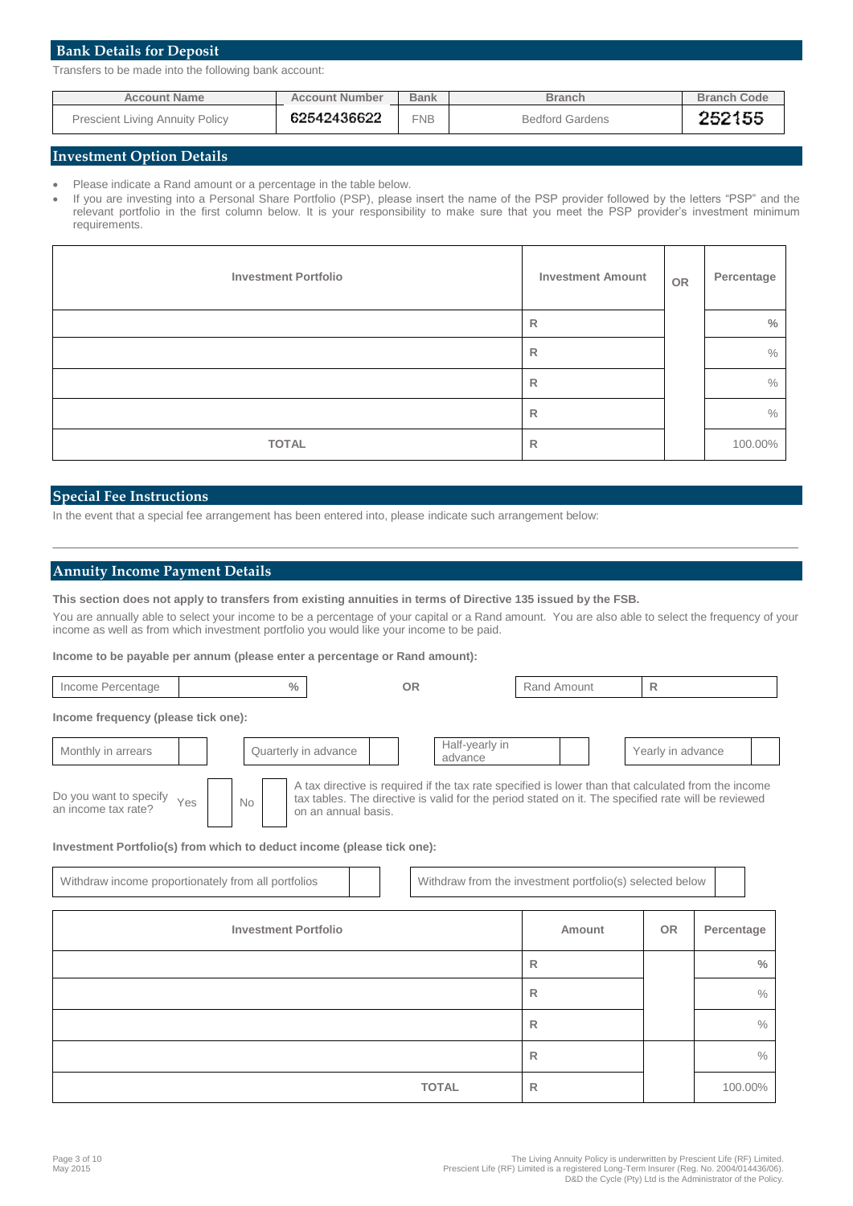## Bank Details for Deposit

Transfers to be made into the following bank account:

| Account Name | Account Number | Bank | Branch | Branch Code |
|---|---|---|---|---|
| Prescient Living Annuity Policy | 62542436622 | FNB | Bedford Gardens | 252155 |

## Investment Option Details

- Please indicate a Rand amount or a percentage in the table below.
- If you are investing into a Personal Share Portfolio (PSP), please insert the name of the PSP provider followed by the letters "PSP" and the relevant portfolio in the first column below. It is your responsibility to make sure that you meet the PSP provider's investment minimum requirements.

| Investment Portfolio | Investment Amount | OR | Percentage |
|---|---|---|---|
| | R | | % |
| | R | | % |
| | R | | % |
| | R | | % |
| TOTAL | R | | 100.00% |

## Special Fee Instructions

In the event that a special fee arrangement has been entered into, please indicate such arrangement below:

## Annuity Income Payment Details

**This section does not apply to transfers from existing annuities in terms of Directive 135 issued by the FSB.**

You are annually able to select your income to be a percentage of your capital or a Rand amount. You are also able to select the frequency of your income as well as from which investment portfolio you would like your income to be paid.

**Income to be payable per annum (please enter a percentage or Rand amount):**

| | | | | |
|---|---|---|---|---|
| Income Percentage | % | OR | Rand Amount | R |

**Income frequency (please tick one):**

| | | | | | | | |
|---|---|---|---|---|---|---|---|
| Monthly in arrears | | Quarterly in advance | | Half-yearly in advance | | Yearly in advance | |

| | | | | | |
|---|---|---|---|---|---|
| Do you want to specify an income tax rate? | Yes | | No | | A tax directive is required if the tax rate specified is lower than that calculated from the income tax tables. The directive is valid for the period stated on it. The specified rate will be reviewed on an annual basis. |

**Investment Portfolio(s) from which to deduct income (please tick one):**

| | | | |
|---|---|---|---|
| Withdraw income proportionately from all portfolios | | Withdraw from the investment portfolio(s) selected below | |

| Investment Portfolio | Amount | OR | Percentage |
|---|---|---|---|
| | R | | % |
| | R | | % |
| | R | | % |
| | R | | % |
| TOTAL | R | | 100.00% |

The Living Annuity Policy is underwritten by Prescient Life (RF) Limited.
Prescient Life (RF) Limited is a registered Long-Term Insurer (Reg. No. 2004/014436/06).
D&D the Cycle (Pty) Ltd is the Administrator of the Policy.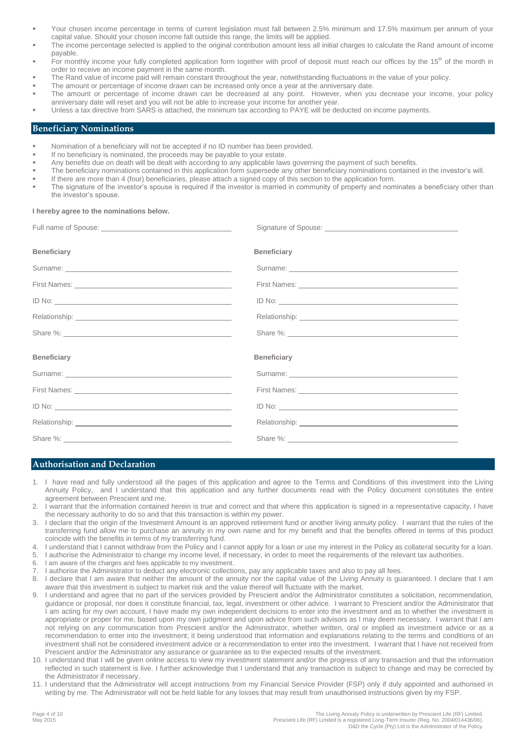- Your chosen income percentage in terms of current legislation must fall between 2.5% minimum and 17.5% maximum per annum of your capital value. Should your chosen income fall outside this range, the limits will be applied.
- The income percentage selected is applied to the original contribution amount less all initial charges to calculate the Rand amount of income payable.
- For monthly income your fully completed application form together with proof of deposit must reach our offices by the 15th of the month in order to receive an income payment in the same month.
- The Rand value of income paid will remain constant throughout the year, notwithstanding fluctuations in the value of your policy.
- The amount or percentage of income drawn can be increased only once a year at the anniversary date.
- The amount or percentage of income drawn can be decreased at any point. However, when you decrease your income, your policy anniversary date will reset and you will not be able to increase your income for another year.
- Unless a tax directive from SARS is attached, the minimum tax according to PAYE will be deducted on income payments.

## Beneficiary Nominations

- Nomination of a beneficiary will not be accepted if no ID number has been provided.
- If no beneficiary is nominated, the proceeds may be payable to your estate.
- Any benefits due on death will be dealt with according to any applicable laws governing the payment of such benefits.
- The beneficiary nominations contained in this application form supersede any other beneficiary nominations contained in the investor's will.
- If there are more than 4 (four) beneficiaries, please attach a signed copy of this section to the application form.
- The signature of the investor's spouse is required if the investor is married in community of property and nominates a beneficiary other than the investor's spouse.

**I hereby agree to the nominations below.**

Full name of Spouse: ______________________ Signature of Spouse: ______________________

| **Beneficiary** | **Beneficiary** |
|---|---|
| Surname: | Surname: |
| First Names: | First Names: |
| ID No: | ID No: |
| Relationship: | Relationship: |
| Share %: | Share %: |

| **Beneficiary** | **Beneficiary** |
|---|---|
| Surname: | Surname: |
| First Names: | First Names: |
| ID No: | ID No: |
| Relationship: | Relationship: |
| Share %: | Share %: |

## Authorisation and Declaration

1. I have read and fully understood all the pages of this application and agree to the Terms and Conditions of this investment into the Living Annuity Policy, and I understand that this application and any further documents read with the Policy document constitutes the entire agreement between Prescient and me.
2. I warrant that the information contained herein is true and correct and that where this application is signed in a representative capacity, I have the necessary authority to do so and that this transaction is within my power.
3. I declare that the origin of the Investment Amount is an approved retirement fund or another living annuity policy. I warrant that the rules of the transferring fund allow me to purchase an annuity in my own name and for my benefit and that the benefits offered in terms of this product coincide with the benefits in terms of my transferring fund.
4. I understand that I cannot withdraw from the Policy and I cannot apply for a loan or use my interest in the Policy as collateral security for a loan.
5. I authorise the Administrator to change my income level, if necessary, in order to meet the requirements of the relevant tax authorities.
6. I am aware of the charges and fees applicable to my investment.
7. I authorise the Administrator to deduct any electronic collections, pay any applicable taxes and also to pay all fees.
8. I declare that I am aware that neither the amount of the annuity nor the capital value of the Living Annuity is guaranteed. I declare that I am aware that this investment is subject to market risk and the value thereof will fluctuate with the market.
9. I understand and agree that no part of the services provided by Prescient and/or the Administrator constitutes a solicitation, recommendation, guidance or proposal, nor does it constitute financial, tax, legal, investment or other advice. I warrant to Prescient and/or the Administrator that I am acting for my own account, I have made my own independent decisions to enter into the investment and as to whether the investment is appropriate or proper for me, based upon my own judgment and upon advice from such advisors as I may deem necessary. I warrant that I am not relying on any communication from Prescient and/or the Administrator, whether written, oral or implied as investment advice or as a recommendation to enter into the investment; it being understood that information and explanations relating to the terms and conditions of an investment shall not be considered investment advice or a recommendation to enter into the investment. I warrant that I have not received from Prescient and/or the Administrator any assurance or guarantee as to the expected results of the investment.
10. I understand that I will be given online access to view my investment statement and/or the progress of any transaction and that the information reflected in such statement is live. I further acknowledge that I understand that any transaction is subject to change and may be corrected by the Administrator if necessary.
11. I understand that the Administrator will accept instructions from my Financial Service Provider (FSP) only if duly appointed and authorised in writing by me. The Administrator will not be held liable for any losses that may result from unauthorised instructions given by my FSP.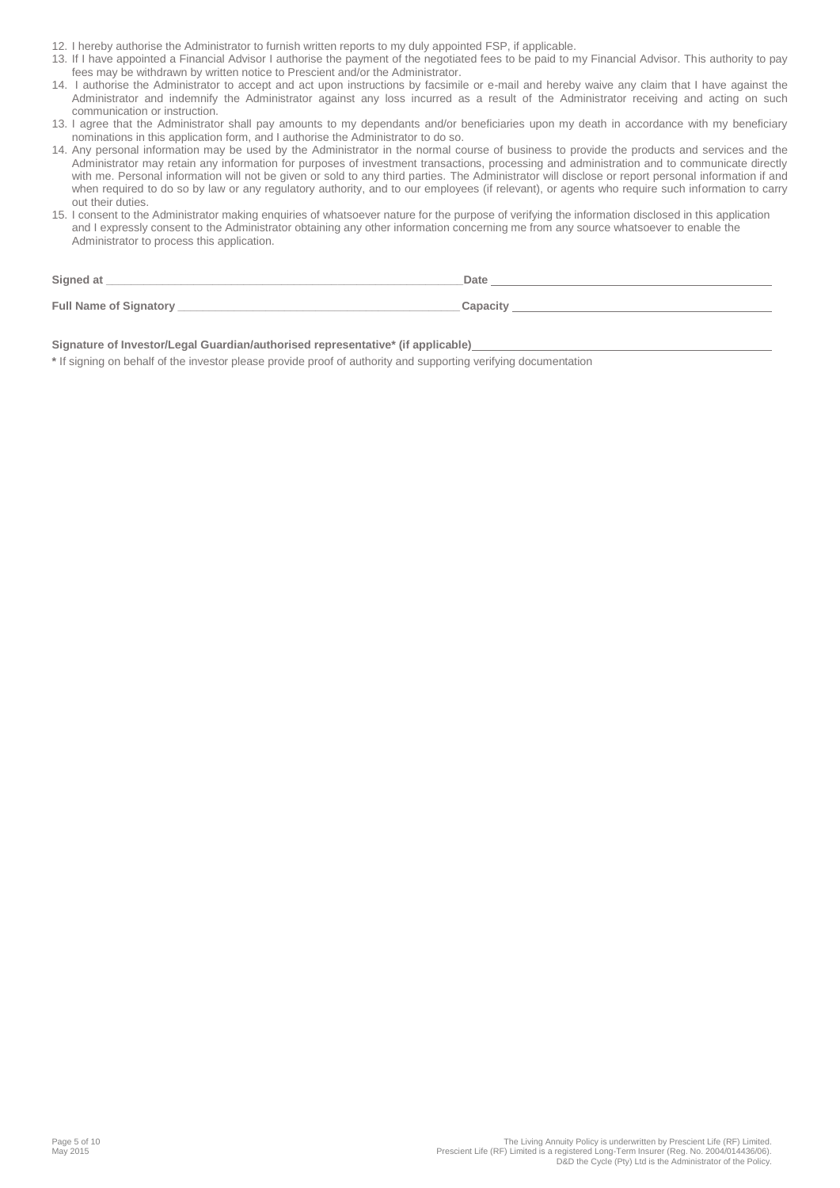12. I hereby authorise the Administrator to furnish written reports to my duly appointed FSP, if applicable.
13. If I have appointed a Financial Advisor I authorise the payment of the negotiated fees to be paid to my Financial Advisor. This authority to pay fees may be withdrawn by written notice to Prescient and/or the Administrator.
14. I authorise the Administrator to accept and act upon instructions by facsimile or e-mail and hereby waive any claim that I have against the Administrator and indemnify the Administrator against any loss incurred as a result of the Administrator receiving and acting on such communication or instruction.
13. I agree that the Administrator shall pay amounts to my dependants and/or beneficiaries upon my death in accordance with my beneficiary nominations in this application form, and I authorise the Administrator to do so.
14. Any personal information may be used by the Administrator in the normal course of business to provide the products and services and the Administrator may retain any information for purposes of investment transactions, processing and administration and to communicate directly with me. Personal information will not be given or sold to any third parties. The Administrator will disclose or report personal information if and when required to do so by law or any regulatory authority, and to our employees (if relevant), or agents who require such information to carry out their duties.
15. I consent to the Administrator making enquiries of whatsoever nature for the purpose of verifying the information disclosed in this application and I expressly consent to the Administrator obtaining any other information concerning me from any source whatsoever to enable the Administrator to process this application.

**Signed at** \_\_\_\_\_\_\_\_\_\_\_\_\_\_\_\_\_\_\_\_\_\_\_\_\_\_\_\_\_\_\_\_\_\_\_\_\_\_\_\_ **Date** \_\_\_\_\_\_\_\_\_\_\_\_\_\_\_\_\_\_\_\_\_\_\_\_\_\_\_\_\_\_\_\_

**Full Name of Signatory** \_\_\_\_\_\_\_\_\_\_\_\_\_\_\_\_\_\_\_\_\_\_\_\_\_\_\_\_\_\_\_\_ **Capacity** \_\_\_\_\_\_\_\_\_\_\_\_\_\_\_\_\_\_\_\_\_\_\_\_\_\_\_\_\_\_\_\_

**Signature of Investor/Legal Guardian/authorised representative* (if applicable)** \_\_\_\_\_\_\_\_\_\_\_\_\_\_\_\_\_\_\_\_\_\_\_\_\_\_\_\_\_\_\_\_

**\*** If signing on behalf of the investor please provide proof of authority and supporting verifying documentation

May 2015

The Living Annuity Policy is underwritten by Prescient Life (RF) Limited.
Prescient Life (RF) Limited is a registered Long-Term Insurer (Reg. No. 2004/014436/06).
D&D the Cycle (Pty) Ltd is the Administrator of the Policy.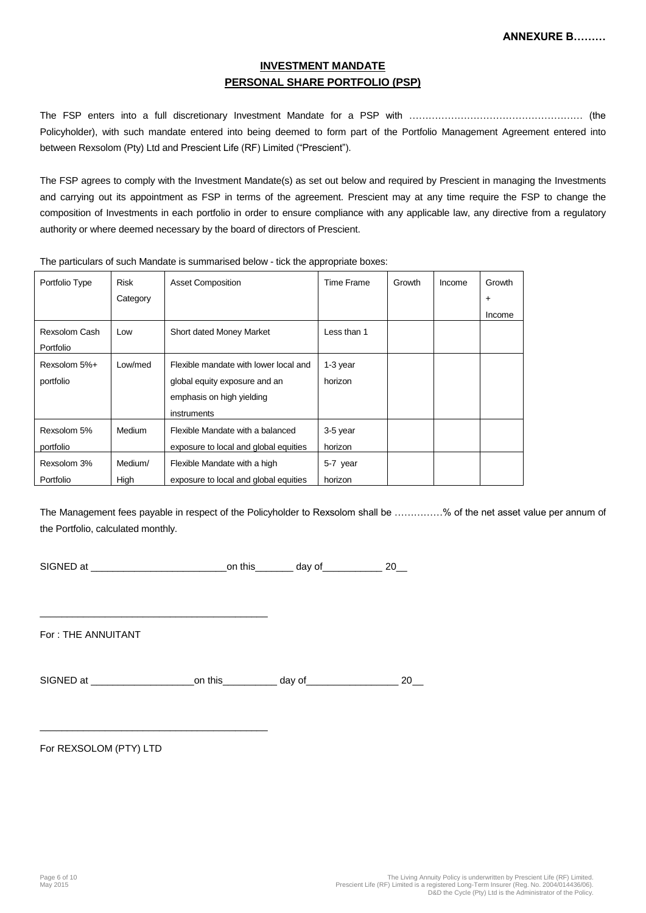**ANNEXURE B………**

## INVESTMENT MANDATE
## PERSONAL SHARE PORTFOLIO (PSP)

The FSP enters into a full discretionary Investment Mandate for a PSP with ……………………………………………… (the Policyholder), with such mandate entered into being deemed to form part of the Portfolio Management Agreement entered into between Rexsolom (Pty) Ltd and Prescient Life (RF) Limited ("Prescient").

The FSP agrees to comply with the Investment Mandate(s) as set out below and required by Prescient in managing the Investments and carrying out its appointment as FSP in terms of the agreement. Prescient may at any time require the FSP to change the composition of Investments in each portfolio in order to ensure compliance with any applicable law, any directive from a regulatory authority or where deemed necessary by the board of directors of Prescient.

The particulars of such Mandate is summarised below - tick the appropriate boxes:

| Portfolio Type | Risk Category | Asset Composition | Time Frame | Growth | Income | Growth + Income |
|---|---|---|---|---|---|---|
| Rexsolom Cash Portfolio | Low | Short dated Money Market | Less than 1 | | | |
| Rexsolom 5%+ portfolio | Low/med | Flexible mandate with lower local and global equity exposure and an emphasis on high yielding instruments | 1-3 year horizon | | | |
| Rexsolom 5% portfolio | Medium | Flexible Mandate with a balanced exposure to local and global equities | 3-5 year horizon | | | |
| Rexsolom 3% Portfolio | Medium/ High | Flexible Mandate with a high exposure to local and global equities | 5-7 year horizon | | | |

The Management fees payable in respect of the Policyholder to Rexsolom shall be ……………% of the net asset value per annum of the Portfolio, calculated monthly.

SIGNED at _________________________on this_______ day of___________ 20__

__________________________________________

For : THE ANNUITANT

SIGNED at ___________________on this__________ day of_________________ 20__

__________________________________________

For REXSOLOM (PTY) LTD

The Living Annuity Policy is underwritten by Prescient Life (RF) Limited.
Prescient Life (RF) Limited is a registered Long-Term Insurer (Reg. No. 2004/014436/06).
D&D the Cycle (Pty) Ltd is the Administrator of the Policy.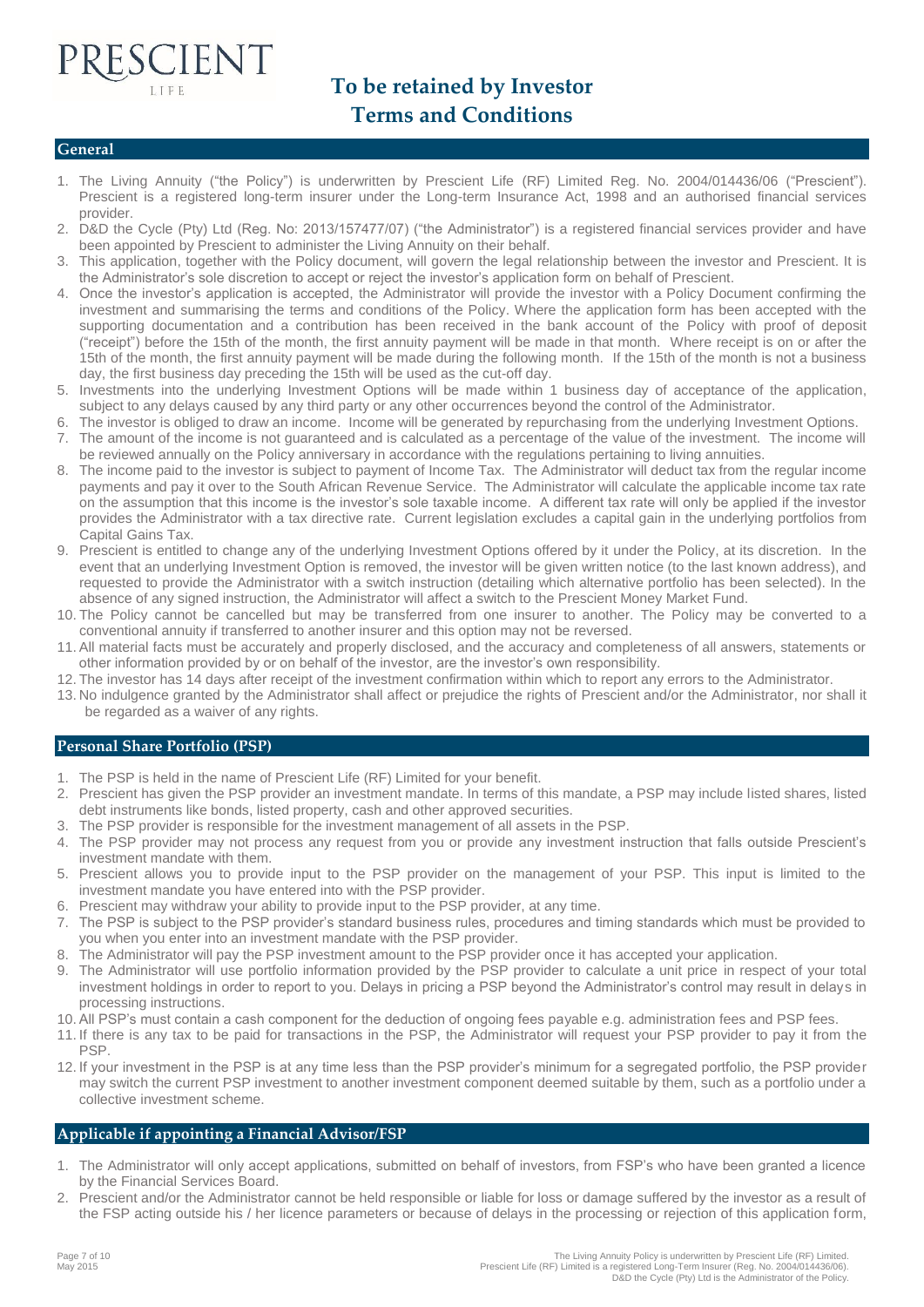PRESCIENT LIFE

# To be retained by Investor
# Terms and Conditions

## General

1. The Living Annuity ("the Policy") is underwritten by Prescient Life (RF) Limited Reg. No. 2004/014436/06 ("Prescient"). Prescient is a registered long-term insurer under the Long-term Insurance Act, 1998 and an authorised financial services provider.
2. D&D the Cycle (Pty) Ltd (Reg. No: 2013/157477/07) ("the Administrator") is a registered financial services provider and have been appointed by Prescient to administer the Living Annuity on their behalf.
3. This application, together with the Policy document, will govern the legal relationship between the investor and Prescient. It is the Administrator's sole discretion to accept or reject the investor's application form on behalf of Prescient.
4. Once the investor's application is accepted, the Administrator will provide the investor with a Policy Document confirming the investment and summarising the terms and conditions of the Policy. Where the application form has been accepted with the supporting documentation and a contribution has been received in the bank account of the Policy with proof of deposit ("receipt") before the 15th of the month, the first annuity payment will be made in that month. Where receipt is on or after the 15th of the month, the first annuity payment will be made during the following month. If the 15th of the month is not a business day, the first business day preceding the 15th will be used as the cut-off day.
5. Investments into the underlying Investment Options will be made within 1 business day of acceptance of the application, subject to any delays caused by any third party or any other occurrences beyond the control of the Administrator.
6. The investor is obliged to draw an income. Income will be generated by repurchasing from the underlying Investment Options.
7. The amount of the income is not guaranteed and is calculated as a percentage of the value of the investment. The income will be reviewed annually on the Policy anniversary in accordance with the regulations pertaining to living annuities.
8. The income paid to the investor is subject to payment of Income Tax. The Administrator will deduct tax from the regular income payments and pay it over to the South African Revenue Service. The Administrator will calculate the applicable income tax rate on the assumption that this income is the investor's sole taxable income. A different tax rate will only be applied if the investor provides the Administrator with a tax directive rate. Current legislation excludes a capital gain in the underlying portfolios from Capital Gains Tax.
9. Prescient is entitled to change any of the underlying Investment Options offered by it under the Policy, at its discretion. In the event that an underlying Investment Option is removed, the investor will be given written notice (to the last known address), and requested to provide the Administrator with a switch instruction (detailing which alternative portfolio has been selected). In the absence of any signed instruction, the Administrator will affect a switch to the Prescient Money Market Fund.
10. The Policy cannot be cancelled but may be transferred from one insurer to another. The Policy may be converted to a conventional annuity if transferred to another insurer and this option may not be reversed.
11. All material facts must be accurately and properly disclosed, and the accuracy and completeness of all answers, statements or other information provided by or on behalf of the investor, are the investor's own responsibility.
12. The investor has 14 days after receipt of the investment confirmation within which to report any errors to the Administrator.
13. No indulgence granted by the Administrator shall affect or prejudice the rights of Prescient and/or the Administrator, nor shall it be regarded as a waiver of any rights.

## Personal Share Portfolio (PSP)

1. The PSP is held in the name of Prescient Life (RF) Limited for your benefit.
2. Prescient has given the PSP provider an investment mandate. In terms of this mandate, a PSP may include listed shares, listed debt instruments like bonds, listed property, cash and other approved securities.
3. The PSP provider is responsible for the investment management of all assets in the PSP.
4. The PSP provider may not process any request from you or provide any investment instruction that falls outside Prescient's investment mandate with them.
5. Prescient allows you to provide input to the PSP provider on the management of your PSP. This input is limited to the investment mandate you have entered into with the PSP provider.
6. Prescient may withdraw your ability to provide input to the PSP provider, at any time.
7. The PSP is subject to the PSP provider's standard business rules, procedures and timing standards which must be provided to you when you enter into an investment mandate with the PSP provider.
8. The Administrator will pay the PSP investment amount to the PSP provider once it has accepted your application.
9. The Administrator will use portfolio information provided by the PSP provider to calculate a unit price in respect of your total investment holdings in order to report to you. Delays in pricing a PSP beyond the Administrator's control may result in delays in processing instructions.
10. All PSP's must contain a cash component for the deduction of ongoing fees payable e.g. administration fees and PSP fees.
11. If there is any tax to be paid for transactions in the PSP, the Administrator will request your PSP provider to pay it from the PSP.
12. If your investment in the PSP is at any time less than the PSP provider's minimum for a segregated portfolio, the PSP provider may switch the current PSP investment to another investment component deemed suitable by them, such as a portfolio under a collective investment scheme.

## Applicable if appointing a Financial Advisor/FSP

1. The Administrator will only accept applications, submitted on behalf of investors, from FSP's who have been granted a licence by the Financial Services Board.
2. Prescient and/or the Administrator cannot be held responsible or liable for loss or damage suffered by the investor as a result of the FSP acting outside his / her licence parameters or because of delays in the processing or rejection of this application form,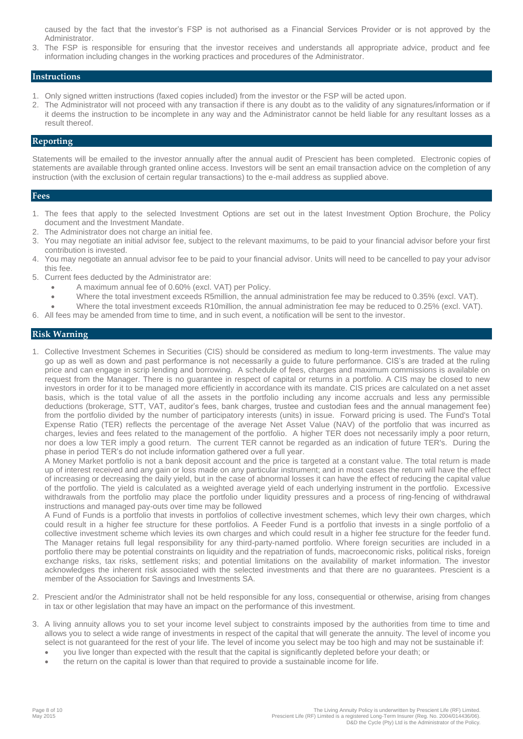caused by the fact that the investor's FSP is not authorised as a Financial Services Provider or is not approved by the Administrator.

3. The FSP is responsible for ensuring that the investor receives and understands all appropriate advice, product and fee information including changes in the working practices and procedures of the Administrator.

## Instructions

1. Only signed written instructions (faxed copies included) from the investor or the FSP will be acted upon.
2. The Administrator will not proceed with any transaction if there is any doubt as to the validity of any signatures/information or if it deems the instruction to be incomplete in any way and the Administrator cannot be held liable for any resultant losses as a result thereof.

## Reporting

Statements will be emailed to the investor annually after the annual audit of Prescient has been completed. Electronic copies of statements are available through granted online access. Investors will be sent an email transaction advice on the completion of any instruction (with the exclusion of certain regular transactions) to the e-mail address as supplied above.

## Fees

1. The fees that apply to the selected Investment Options are set out in the latest Investment Option Brochure, the Policy document and the Investment Mandate.
2. The Administrator does not charge an initial fee.
3. You may negotiate an initial advisor fee, subject to the relevant maximums, to be paid to your financial advisor before your first contribution is invested.
4. You may negotiate an annual advisor fee to be paid to your financial advisor. Units will need to be cancelled to pay your advisor this fee.
5. Current fees deducted by the Administrator are:
   - A maximum annual fee of 0.60% (excl. VAT) per Policy.
   - Where the total investment exceeds R5million, the annual administration fee may be reduced to 0.35% (excl. VAT).
   - Where the total investment exceeds R10million, the annual administration fee may be reduced to 0.25% (excl. VAT).
6. All fees may be amended from time to time, and in such event, a notification will be sent to the investor.

## Risk Warning

1. Collective Investment Schemes in Securities (CIS) should be considered as medium to long-term investments. The value may go up as well as down and past performance is not necessarily a guide to future performance. CIS's are traded at the ruling price and can engage in scrip lending and borrowing. A schedule of fees, charges and maximum commissions is available on request from the Manager. There is no guarantee in respect of capital or returns in a portfolio. A CIS may be closed to new investors in order for it to be managed more efficiently in accordance with its mandate. CIS prices are calculated on a net asset basis, which is the total value of all the assets in the portfolio including any income accruals and less any permissible deductions (brokerage, STT, VAT, auditor's fees, bank charges, trustee and custodian fees and the annual management fee) from the portfolio divided by the number of participatory interests (units) in issue. Forward pricing is used. The Fund's Total Expense Ratio (TER) reflects the percentage of the average Net Asset Value (NAV) of the portfolio that was incurred as charges, levies and fees related to the management of the portfolio. A higher TER does not necessarily imply a poor return, nor does a low TER imply a good return. The current TER cannot be regarded as an indication of future TER's. During the phase in period TER's do not include information gathered over a full year.

   A Money Market portfolio is not a bank deposit account and the price is targeted at a constant value. The total return is made up of interest received and any gain or loss made on any particular instrument; and in most cases the return will have the effect of increasing or decreasing the daily yield, but in the case of abnormal losses it can have the effect of reducing the capital value of the portfolio. The yield is calculated as a weighted average yield of each underlying instrument in the portfolio. Excessive withdrawals from the portfolio may place the portfolio under liquidity pressures and a process of ring-fencing of withdrawal instructions and managed pay-outs over time may be followed

   A Fund of Funds is a portfolio that invests in portfolios of collective investment schemes, which levy their own charges, which could result in a higher fee structure for these portfolios. A Feeder Fund is a portfolio that invests in a single portfolio of a collective investment scheme which levies its own charges and which could result in a higher fee structure for the feeder fund. The Manager retains full legal responsibility for any third-party-named portfolio. Where foreign securities are included in a portfolio there may be potential constraints on liquidity and the repatriation of funds, macroeconomic risks, political risks, foreign exchange risks, tax risks, settlement risks; and potential limitations on the availability of market information. The investor acknowledges the inherent risk associated with the selected investments and that there are no guarantees. Prescient is a member of the Association for Savings and Investments SA.

2. Prescient and/or the Administrator shall not be held responsible for any loss, consequential or otherwise, arising from changes in tax or other legislation that may have an impact on the performance of this investment.

3. A living annuity allows you to set your income level subject to constraints imposed by the authorities from time to time and allows you to select a wide range of investments in respect of the capital that will generate the annuity. The level of income you select is not guaranteed for the rest of your life. The level of income you select may be too high and may not be sustainable if:
   - you live longer than expected with the result that the capital is significantly depleted before your death; or
   - the return on the capital is lower than that required to provide a sustainable income for life.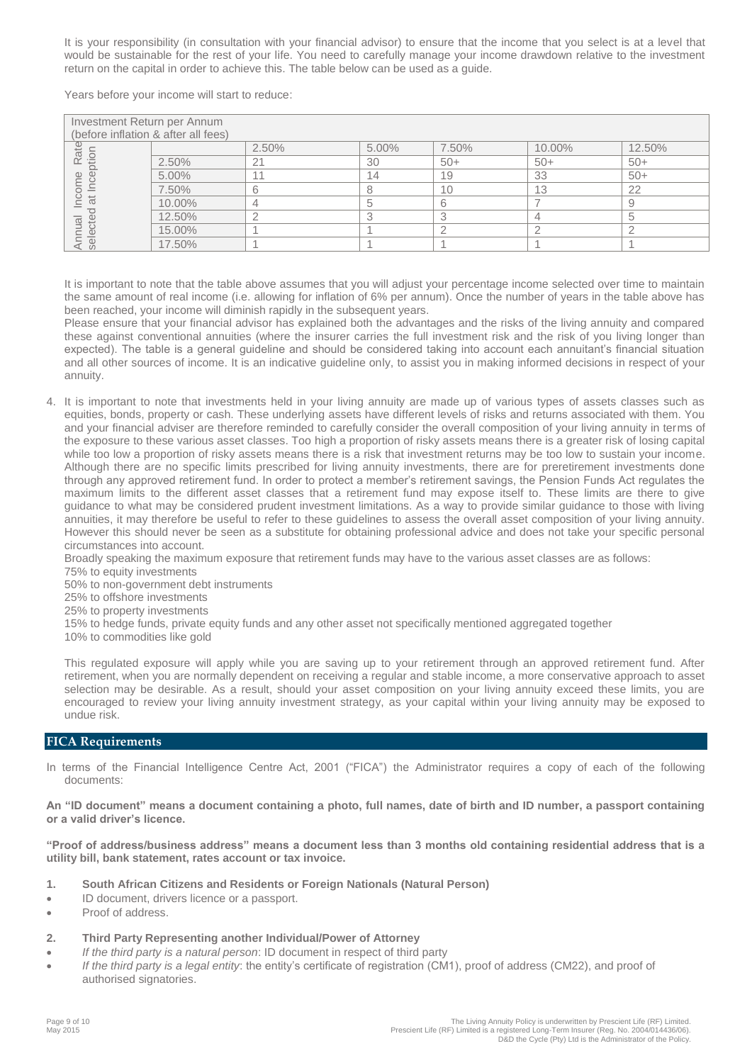It is your responsibility (in consultation with your financial advisor) to ensure that the income that you select is at a level that would be sustainable for the rest of your life. You need to carefully manage your income drawdown relative to the investment return on the capital in order to achieve this. The table below can be used as a guide.

Years before your income will start to reduce:

| Investment Return per Annum (before inflation & after all fees) | | | | | | |
|---|---|---|---|---|---|---|
| Annual Income Rate selected at Inception | | 2.50% | 5.00% | 7.50% | 10.00% | 12.50% |
| | 2.50% | 21 | 30 | 50+ | 50+ | 50+ |
| | 5.00% | 11 | 14 | 19 | 33 | 50+ |
| | 7.50% | 6 | 8 | 10 | 13 | 22 |
| | 10.00% | 4 | 5 | 6 | 7 | 9 |
| | 12.50% | 2 | 3 | 3 | 4 | 5 |
| | 15.00% | 1 | 1 | 2 | 2 | 2 |
| | 17.50% | 1 | 1 | 1 | 1 | 1 |

It is important to note that the table above assumes that you will adjust your percentage income selected over time to maintain the same amount of real income (i.e. allowing for inflation of 6% per annum). Once the number of years in the table above has been reached, your income will diminish rapidly in the subsequent years.

Please ensure that your financial advisor has explained both the advantages and the risks of the living annuity and compared these against conventional annuities (where the insurer carries the full investment risk and the risk of you living longer than expected). The table is a general guideline and should be considered taking into account each annuitant's financial situation and all other sources of income. It is an indicative guideline only, to assist you in making informed decisions in respect of your annuity.

4. It is important to note that investments held in your living annuity are made up of various types of assets classes such as equities, bonds, property or cash. These underlying assets have different levels of risks and returns associated with them. You and your financial adviser are therefore reminded to carefully consider the overall composition of your living annuity in terms of the exposure to these various asset classes. Too high a proportion of risky assets means there is a greater risk of losing capital while too low a proportion of risky assets means there is a risk that investment returns may be too low to sustain your income. Although there are no specific limits prescribed for living annuity investments, there are for preretirement investments done through any approved retirement fund. In order to protect a member's retirement savings, the Pension Funds Act regulates the maximum limits to the different asset classes that a retirement fund may expose itself to. These limits are there to give guidance to what may be considered prudent investment limitations. As a way to provide similar guidance to those with living annuities, it may therefore be useful to refer to these guidelines to assess the overall asset composition of your living annuity. However this should never be seen as a substitute for obtaining professional advice and does not take your specific personal circumstances into account.

   Broadly speaking the maximum exposure that retirement funds may have to the various asset classes are as follows:
   75% to equity investments
   50% to non-government debt instruments
   25% to offshore investments
   25% to property investments
   15% to hedge funds, private equity funds and any other asset not specifically mentioned aggregated together
   10% to commodities like gold

   This regulated exposure will apply while you are saving up to your retirement through an approved retirement fund. After retirement, when you are normally dependent on receiving a regular and stable income, a more conservative approach to asset selection may be desirable. As a result, should your asset composition on your living annuity exceed these limits, you are encouraged to review your living annuity investment strategy, as your capital within your living annuity may be exposed to undue risk.

## FICA Requirements

In terms of the Financial Intelligence Centre Act, 2001 ("FICA") the Administrator requires a copy of each of the following documents:

**An "ID document" means a document containing a photo, full names, date of birth and ID number, a passport containing or a valid driver's licence.**

**"Proof of address/business address" means a document less than 3 months old containing residential address that is a utility bill, bank statement, rates account or tax invoice.**

**1. South African Citizens and Residents or Foreign Nationals (Natural Person)**

- ID document, drivers licence or a passport.
- Proof of address.

**2. Third Party Representing another Individual/Power of Attorney**

- *If the third party is a natural person*: ID document in respect of third party
- *If the third party is a legal entity*: the entity's certificate of registration (CM1), proof of address (CM22), and proof of authorised signatories.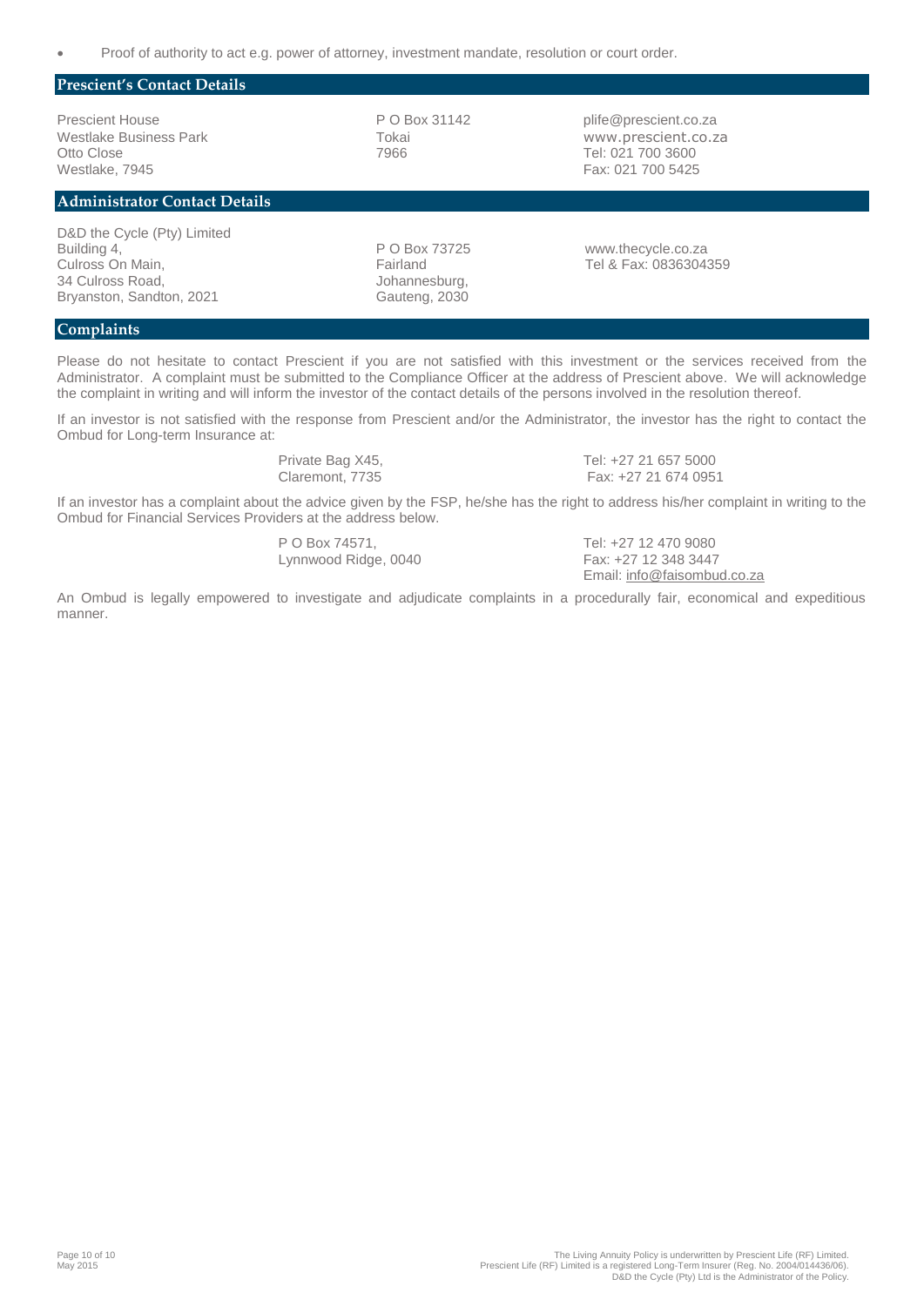- Proof of authority to act e.g. power of attorney, investment mandate, resolution or court order.

## Prescient's Contact Details

Prescient House
Westlake Business Park
Otto Close
Westlake, 7945

P O Box 31142
Tokai
7966

plife@prescient.co.za
www.prescient.co.za
Tel: 021 700 3600
Fax: 021 700 5425

## Administrator Contact Details

D&D the Cycle (Pty) Limited
Building 4,
Culross On Main,
34 Culross Road,
Bryanston, Sandton, 2021

P O Box 73725
Fairland
Johannesburg,
Gauteng, 2030

www.thecycle.co.za
Tel & Fax: 0836304359

## Complaints

Please do not hesitate to contact Prescient if you are not satisfied with this investment or the services received from the Administrator. A complaint must be submitted to the Compliance Officer at the address of Prescient above. We will acknowledge the complaint in writing and will inform the investor of the contact details of the persons involved in the resolution thereof.

If an investor is not satisfied with the response from Prescient and/or the Administrator, the investor has the right to contact the Ombud for Long-term Insurance at:

Private Bag X45,
Claremont, 7735

Tel: +27 21 657 5000
Fax: +27 21 674 0951

If an investor has a complaint about the advice given by the FSP, he/she has the right to address his/her complaint in writing to the Ombud for Financial Services Providers at the address below.

P O Box 74571,
Lynnwood Ridge, 0040

Tel: +27 12 470 9080
Fax: +27 12 348 3447
Email: info@faisombud.co.za

An Ombud is legally empowered to investigate and adjudicate complaints in a procedurally fair, economical and expeditious manner.

May 2015

The Living Annuity Policy is underwritten by Prescient Life (RF) Limited.
Prescient Life (RF) Limited is a registered Long-Term Insurer (Reg. No. 2004/014436/06).
D&D the Cycle (Pty) Ltd is the Administrator of the Policy.